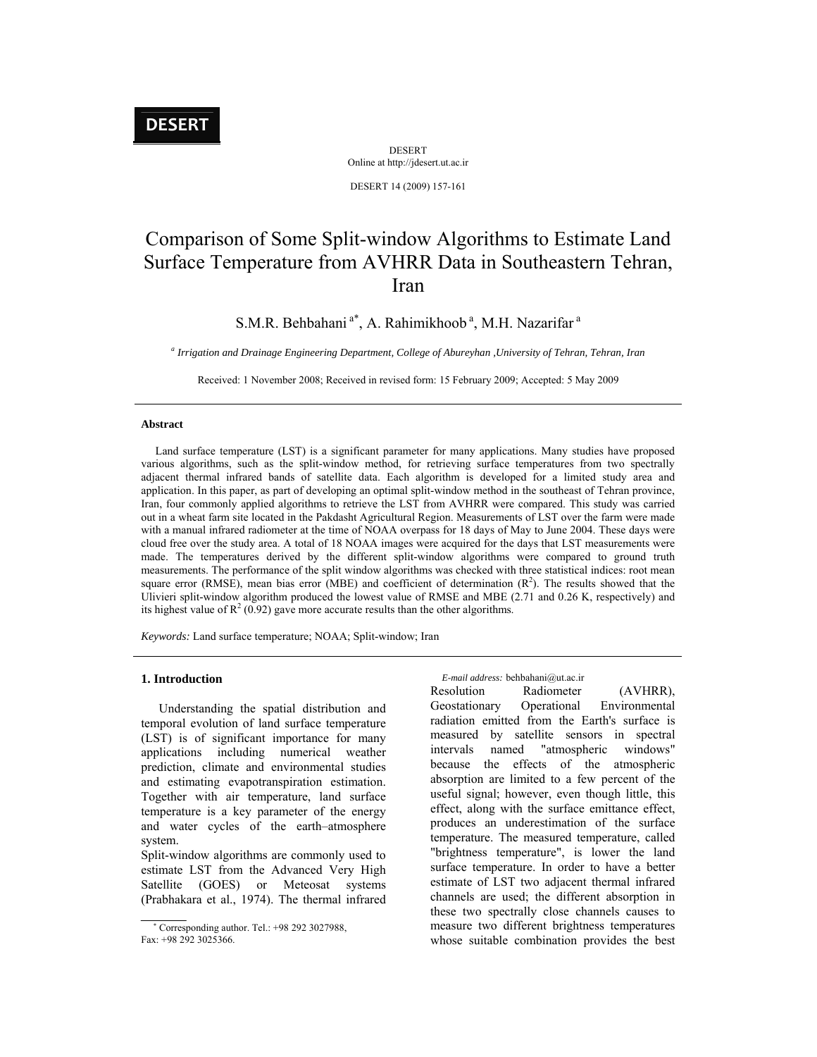# DESERT

DESERT
Online at http://jdesert.ut.ac.ir

# Comparison of Some Split-window Algorithms to Estimate Land Surface Temperature from AVHRR Data in Southeastern Tehran, Iran

S.M.R. Behbahani [a*], A. Rahimikhoob [a], M.H. Nazarifar [a]

[a] *Irrigation and Drainage Engineering Department, College of Abureyhan ,University of Tehran, Tehran, Iran*

Received: 1 November 2008; Received in revised form: 15 February 2009; Accepted: 5 May 2009

---

### Abstract

Land surface temperature (LST) is a significant parameter for many applications. Many studies have proposed various algorithms, such as the split-window method, for retrieving surface temperatures from two spectrally adjacent thermal infrared bands of satellite data. Each algorithm is developed for a limited study area and application. In this paper, as part of developing an optimal split-window method in the southeast of Tehran province, Iran, four commonly applied algorithms to retrieve the LST from AVHRR were compared. This study was carried out in a wheat farm site located in the Pakdasht Agricultural Region. Measurements of LST over the farm were made with a manual infrared radiometer at the time of NOAA overpass for 18 days of May to June 2004. These days were cloud free over the study area. A total of 18 NOAA images were acquired for the days that LST measurements were made. The temperatures derived by the different split-window algorithms were compared to ground truth measurements. The performance of the split window algorithms was checked with three statistical indices: root mean square error (RMSE), mean bias error (MBE) and coefficient of determination ($R^2$). The results showed that the Ulivieri split-window algorithm produced the lowest value of RMSE and MBE (2.71 and 0.26 K, respectively) and its highest value of $R^2$ (0.92) gave more accurate results than the other algorithms.

*Keywords:* Land surface temperature; NOAA; Split-window; Iran

---

## 1. Introduction

Understanding the spatial distribution and temporal evolution of land surface temperature (LST) is of significant importance for many applications including numerical weather prediction, climate and environmental studies and estimating evapotranspiration estimation. Together with air temperature, land surface temperature is a key parameter of the energy and water cycles of the earth–atmosphere system.

Split-window algorithms are commonly used to estimate LST from the Advanced Very High Resolution Radiometer (AVHRR), Geostationary Operational Environmental Satellite (GOES) or Meteosat systems (Prabhakara et al., 1974). The thermal infrared radiation emitted from the Earth's surface is measured by satellite sensors in spectral intervals named "atmospheric windows" because the effects of the atmospheric absorption are limited to a few percent of the useful signal; however, even though little, this effect, along with the surface emittance effect, produces an underestimation of the surface temperature. The measured temperature, called "brightness temperature", is lower the land surface temperature. In order to have a better estimate of LST two adjacent thermal infrared channels are used; the different absorption in these two spectrally close channels causes to measure two different brightness temperatures whose suitable combination provides the best

---

\* Corresponding author. Tel.: +98 292 3027988, Fax: +98 292 3025366.

*E-mail address:* behbahani@ut.ac.ir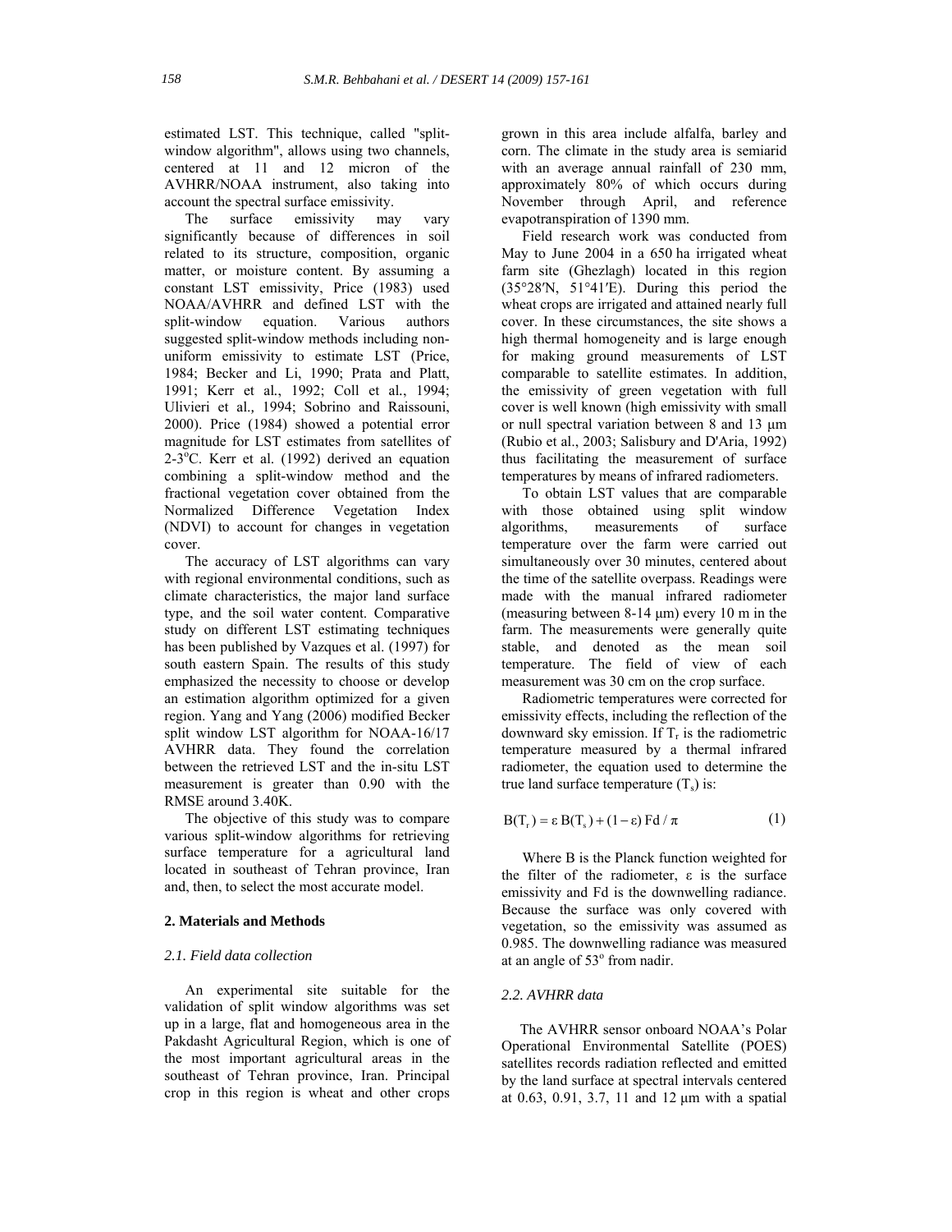estimated LST. This technique, called "split-window algorithm", allows using two channels, centered at 11 and 12 micron of the AVHRR/NOAA instrument, also taking into account the spectral surface emissivity.

The surface emissivity may vary significantly because of differences in soil related to its structure, composition, organic matter, or moisture content. By assuming a constant LST emissivity, Price (1983) used NOAA/AVHRR and defined LST with the split-window equation. Various authors suggested split-window methods including non-uniform emissivity to estimate LST (Price, 1984; Becker and Li, 1990; Prata and Platt, 1991; Kerr et al., 1992; Coll et al., 1994; Ulivieri et al., 1994; Sobrino and Raissouni, 2000). Price (1984) showed a potential error magnitude for LST estimates from satellites of 2-3°C. Kerr et al. (1992) derived an equation combining a split-window method and the fractional vegetation cover obtained from the Normalized Difference Vegetation Index (NDVI) to account for changes in vegetation cover.

The accuracy of LST algorithms can vary with regional environmental conditions, such as climate characteristics, the major land surface type, and the soil water content. Comparative study on different LST estimating techniques has been published by Vazques et al. (1997) for south eastern Spain. The results of this study emphasized the necessity to choose or develop an estimation algorithm optimized for a given region. Yang and Yang (2006) modified Becker split window LST algorithm for NOAA-16/17 AVHRR data. They found the correlation between the retrieved LST and the in-situ LST measurement is greater than 0.90 with the RMSE around 3.40K.

The objective of this study was to compare various split-window algorithms for retrieving surface temperature for a agricultural land located in southeast of Tehran province, Iran and, then, to select the most accurate model.

## 2. Materials and Methods

### *2.1. Field data collection*

An experimental site suitable for the validation of split window algorithms was set up in a large, flat and homogeneous area in the Pakdasht Agricultural Region, which is one of the most important agricultural areas in the southeast of Tehran province, Iran. Principal crop in this region is wheat and other crops grown in this area include alfalfa, barley and corn. The climate in the study area is semiarid with an average annual rainfall of 230 mm, approximately 80% of which occurs during November through April, and reference evapotranspiration of 1390 mm.

Field research work was conducted from May to June 2004 in a 650 ha irrigated wheat farm site (Ghezlagh) located in this region (35°28′N, 51°41′E). During this period the wheat crops are irrigated and attained nearly full cover. In these circumstances, the site shows a high thermal homogeneity and is large enough for making ground measurements of LST comparable to satellite estimates. In addition, the emissivity of green vegetation with full cover is well known (high emissivity with small or null spectral variation between 8 and 13 μm (Rubio et al., 2003; Salisbury and D'Aria, 1992) thus facilitating the measurement of surface temperatures by means of infrared radiometers.

To obtain LST values that are comparable with those obtained using split window algorithms, measurements of surface temperature over the farm were carried out simultaneously over 30 minutes, centered about the time of the satellite overpass. Readings were made with the manual infrared radiometer (measuring between 8-14 μm) every 10 m in the farm. The measurements were generally quite stable, and denoted as the mean soil temperature. The field of view of each measurement was 30 cm on the crop surface.

Radiometric temperatures were corrected for emissivity effects, including the reflection of the downward sky emission. If $T_r$ is the radiometric temperature measured by a thermal infrared radiometer, the equation used to determine the true land surface temperature ($T_s$) is:

$$B(T_r) = \varepsilon\, B(T_s) + (1 - \varepsilon)\, Fd / \pi \qquad (1)$$

Where B is the Planck function weighted for the filter of the radiometer, ε is the surface emissivity and Fd is the downwelling radiance. Because the surface was only covered with vegetation, so the emissivity was assumed as 0.985. The downwelling radiance was measured at an angle of 53° from nadir.

### *2.2. AVHRR data*

The AVHRR sensor onboard NOAA's Polar Operational Environmental Satellite (POES) satellites records radiation reflected and emitted by the land surface at spectral intervals centered at 0.63, 0.91, 3.7, 11 and 12 μm with a spatial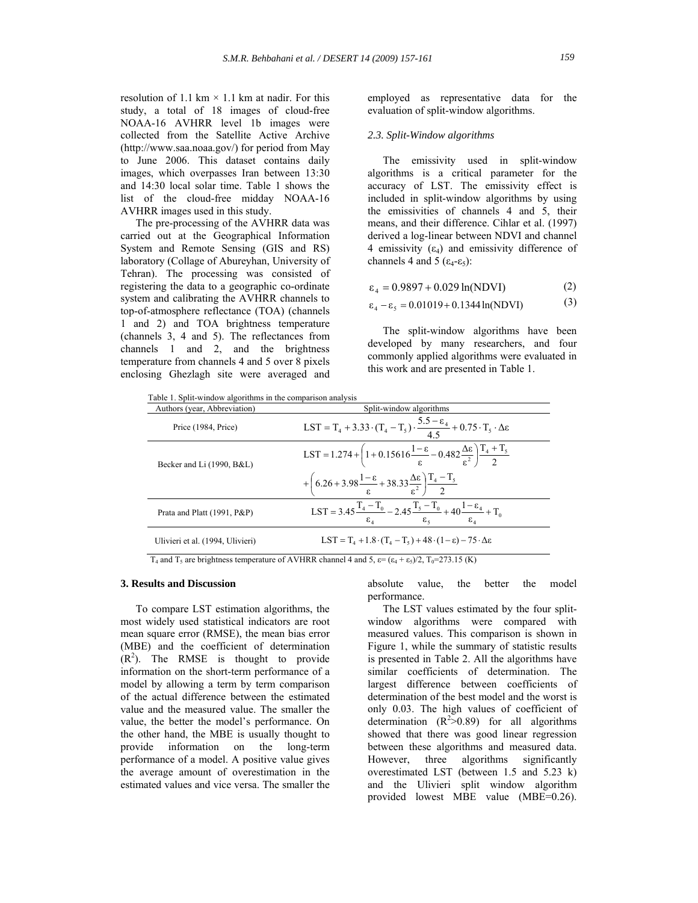resolution of 1.1 km × 1.1 km at nadir. For this study, a total of 18 images of cloud-free NOAA-16 AVHRR level 1b images were collected from the Satellite Active Archive (http://www.saa.noaa.gov/) for period from May to June 2006. This dataset contains daily images, which overpasses Iran between 13:30 and 14:30 local solar time. Table 1 shows the list of the cloud-free midday NOAA-16 AVHRR images used in this study.

The pre-processing of the AVHRR data was carried out at the Geographical Information System and Remote Sensing (GIS and RS) laboratory (Collage of Abureyhan, University of Tehran). The processing was consisted of registering the data to a geographic co-ordinate system and calibrating the AVHRR channels to top-of-atmosphere reflectance (TOA) (channels 1 and 2) and TOA brightness temperature (channels 3, 4 and 5). The reflectances from channels 1 and 2, and the brightness temperature from channels 4 and 5 over 8 pixels enclosing Ghezlagh site were averaged and employed as representative data for the evaluation of split-window algorithms.

### *2.3. Split-Window algorithms*

The emissivity used in split-window algorithms is a critical parameter for the accuracy of LST. The emissivity effect is included in split-window algorithms by using the emissivities of channels 4 and 5, their means, and their difference. Cihlar et al. (1997) derived a log-linear between NDVI and channel 4 emissivity ($\varepsilon_4$) and emissivity difference of channels 4 and 5 ($\varepsilon_4$-$\varepsilon_5$):

$$\varepsilon_4 = 0.9897 + 0.029\ln(\mathrm{NDVI}) \quad (2)$$

$$\varepsilon_4 - \varepsilon_5 = 0.01019 + 0.1344\ln(\mathrm{NDVI}) \quad (3)$$

The split-window algorithms have been developed by many researchers, and four commonly applied algorithms were evaluated in this work and are presented in Table 1.

Table 1. Split-window algorithms in the comparison analysis

| Authors (year, Abbreviation) | Split-window algorithms |
|---|---|
| Price (1984, Price) | $\mathrm{LST} = T_4 + 3.33\cdot(T_4 - T_5)\cdot\frac{5.5-\varepsilon_4}{4.5} + 0.75\cdot T_5\cdot\Delta\varepsilon$ |
| Becker and Li (1990, B&L) | $\mathrm{LST} = 1.274 + \left(1 + 0.15616\frac{1-\varepsilon}{\varepsilon} - 0.482\frac{\Delta\varepsilon}{\varepsilon^2}\right)\frac{T_4+T_5}{2} + \left(6.26 + 3.98\frac{1-\varepsilon}{\varepsilon} + 38.33\frac{\Delta\varepsilon}{\varepsilon^2}\right)\frac{T_4-T_5}{2}$ |
| Prata and Platt (1991, P&P) | $\mathrm{LST} = 3.45\frac{T_4-T_0}{\varepsilon_4} - 2.45\frac{T_5-T_0}{\varepsilon_5} + 40\frac{1-\varepsilon_4}{\varepsilon_4} + T_0$ |
| Ulivieri et al. (1994, Ulivieri) | $\mathrm{LST} = T_4 + 1.8\cdot(T_4 - T_5) + 48\cdot(1-\varepsilon) - 75\cdot\Delta\varepsilon$ |

$T_4$ and $T_5$ are brightness temperature of AVHRR channel 4 and 5, $\varepsilon = (\varepsilon_4 + \varepsilon_5)/2$, $T_0$=273.15 (K)

## 3. Results and Discussion

To compare LST estimation algorithms, the most widely used statistical indicators are root mean square error (RMSE), the mean bias error (MBE) and the coefficient of determination ($R^2$). The RMSE is thought to provide information on the short-term performance of a model by allowing a term by term comparison of the actual difference between the estimated value and the measured value. The smaller the value, the better the model's performance. On the other hand, the MBE is usually thought to provide information on the long-term performance of a model. A positive value gives the average amount of overestimation in the estimated values and vice versa. The smaller the absolute value, the better the model performance.

The LST values estimated by the four split-window algorithms were compared with measured values. This comparison is shown in Figure 1, while the summary of statistic results is presented in Table 2. All the algorithms have similar coefficients of determination. The largest difference between coefficients of determination of the best model and the worst is only 0.03. The high values of coefficient of determination ($R^2$>0.89) for all algorithms showed that there was good linear regression between these algorithms and measured data. However, three algorithms significantly overestimated LST (between 1.5 and 5.23 k) and the Ulivieri split window algorithm provided lowest MBE value (MBE=0.26).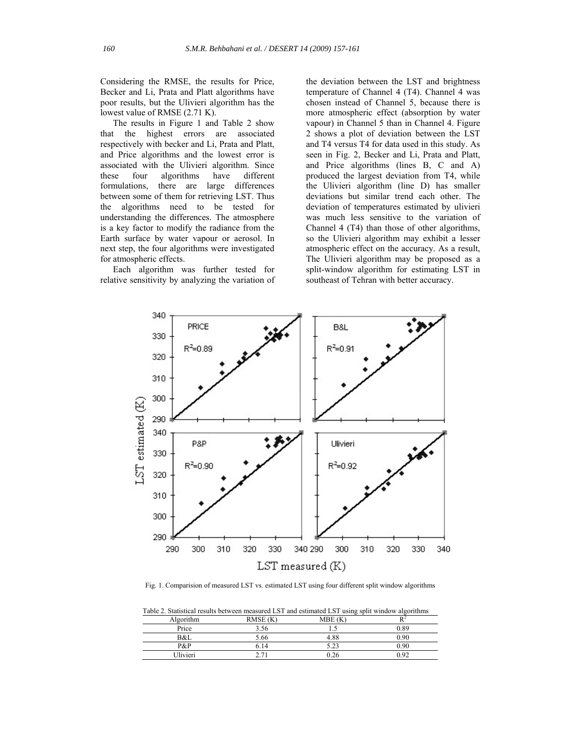Considering the RMSE, the results for Price, Becker and Li, Prata and Platt algorithms have poor results, but the Ulivieri algorithm has the lowest value of RMSE (2.71 K).

The results in Figure 1 and Table 2 show that the highest errors are associated respectively with becker and Li, Prata and Platt, and Price algorithms and the lowest error is associated with the Ulivieri algorithm. Since these four algorithms have different formulations, there are large differences between some of them for retrieving LST. Thus the algorithms need to be tested for understanding the differences. The atmosphere is a key factor to modify the radiance from the Earth surface by water vapour or aerosol. In next step, the four algorithms were investigated for atmospheric effects.

Each algorithm was further tested for relative sensitivity by analyzing the variation of the deviation between the LST and brightness temperature of Channel 4 (T4). Channel 4 was chosen instead of Channel 5, because there is more atmospheric effect (absorption by water vapour) in Channel 5 than in Channel 4. Figure 2 shows a plot of deviation between the LST and T4 versus T4 for data used in this study. As seen in Fig. 2, Becker and Li, Prata and Platt, and Price algorithms (lines B, C and A) produced the largest deviation from T4, while the Ulivieri algorithm (line D) has smaller deviations but similar trend each other. The deviation of temperatures estimated by ulivieri was much less sensitive to the variation of Channel 4 (T4) than those of other algorithms, so the Ulivieri algorithm may exhibit a lesser atmospheric effect on the accuracy. As a result, The Ulivieri algorithm may be proposed as a split-window algorithm for estimating LST in southeast of Tehran with better accuracy.

PRICE
$R^2$=0.89
B&L
$R^2$=0.91
P&P
$R^2$=0.90
Ulivieri
$R^2$=0.92
LST estimated (K)
LST measured (K)
290 300 310 320 330 340

Fig. 1. Comparision of measured LST vs. estimated LST using four different split window algorithms

Table 2. Statistical results between measured LST and estimated LST using split window algorithms

| Algorithm | RMSE (K) | MBE (K) | $R^2$ |
|---|---|---|---|
| Price | 3.56 | 1.5 | 0.89 |
| B&L | 5.66 | 4.88 | 0.90 |
| P&P | 6.14 | 5.23 | 0.90 |
| Ulivieri | 2.71 | 0.26 | 0.92 |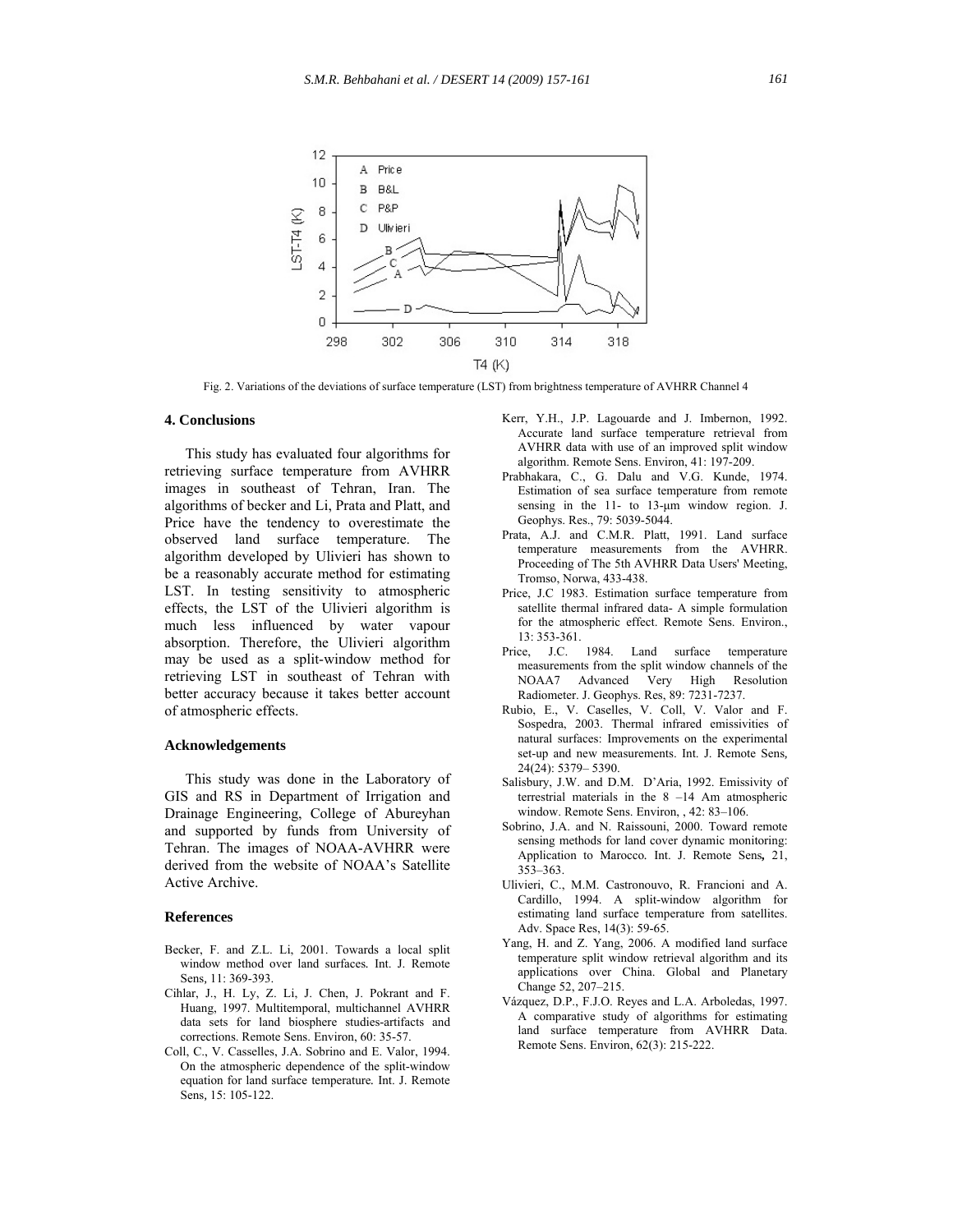12
10
8
6
4
2
0
LST-T4 (K)
298
302
306
310
314
318
T4 (K)
A Price
B B&L
C P&P
D Ulivieri
B
C
A
D

Fig. 2. Variations of the deviations of surface temperature (LST) from brightness temperature of AVHRR Channel 4

## 4. Conclusions

This study has evaluated four algorithms for retrieving surface temperature from AVHRR images in southeast of Tehran, Iran. The algorithms of becker and Li, Prata and Platt, and Price have the tendency to overestimate the observed land surface temperature. The algorithm developed by Ulivieri has shown to be a reasonably accurate method for estimating LST. In testing sensitivity to atmospheric effects, the LST of the Ulivieri algorithm is much less influenced by water vapour absorption. Therefore, the Ulivieri algorithm may be used as a split-window method for retrieving LST in southeast of Tehran with better accuracy because it takes better account of atmospheric effects.

## Acknowledgements

This study was done in the Laboratory of GIS and RS in Department of Irrigation and Drainage Engineering, College of Abureyhan and supported by funds from University of Tehran. The images of NOAA-AVHRR were derived from the website of NOAA's Satellite Active Archive.

## References

Becker, F. and Z.L. Li, 2001. Towards a local split window method over land surfaces. Int. J. Remote Sens, 11: 369-393.

Cihlar, J., H. Ly, Z. Li, J. Chen, J. Pokrant and F. Huang, 1997. Multitemporal, multichannel AVHRR data sets for land biosphere studies-artifacts and corrections. Remote Sens. Environ, 60: 35-57.

Coll, C., V. Casselles, J.A. Sobrino and E. Valor, 1994. On the atmospheric dependence of the split-window equation for land surface temperature. Int. J. Remote Sens, 15: 105-122.

Kerr, Y.H., J.P. Lagouarde and J. Imbernon, 1992. Accurate land surface temperature retrieval from AVHRR data with use of an improved split window algorithm. Remote Sens. Environ, 41: 197-209.

Prabhakara, C., G. Dalu and V.G. Kunde, 1974. Estimation of sea surface temperature from remote sensing in the 11- to 13-μm window region. J. Geophys. Res., 79: 5039-5044.

Prata, A.J. and C.M.R. Platt, 1991. Land surface temperature measurements from the AVHRR. Proceeding of The 5th AVHRR Data Users' Meeting, Tromso, Norwa, 433-438.

Price, J.C 1983. Estimation surface temperature from satellite thermal infrared data- A simple formulation for the atmospheric effect. Remote Sens. Environ., 13: 353-361.

Price, J.C. 1984. Land surface temperature measurements from the split window channels of the NOAA7 Advanced Very High Resolution Radiometer. J. Geophys. Res, 89: 7231-7237.

Rubio, E., V. Caselles, V. Coll, V. Valor and F. Sospedra, 2003. Thermal infrared emissivities of natural surfaces: Improvements on the experimental set-up and new measurements. Int. J. Remote Sens, 24(24): 5379– 5390.

Salisbury, J.W. and D.M. D'Aria, 1992. Emissivity of terrestrial materials in the 8 –14 Am atmospheric window. Remote Sens. Environ, , 42: 83–106.

Sobrino, J.A. and N. Raissouni, 2000. Toward remote sensing methods for land cover dynamic monitoring: Application to Marocco. Int. J. Remote Sens, 21, 353–363.

Ulivieri, C., M.M. Castronouvo, R. Francioni and A. Cardillo, 1994. A split-window algorithm for estimating land surface temperature from satellites. Adv. Space Res, 14(3): 59-65.

Yang, H. and Z. Yang, 2006. A modified land surface temperature split window retrieval algorithm and its applications over China. Global and Planetary Change 52, 207–215.

Vázquez, D.P., F.J.O. Reyes and L.A. Arboledas, 1997. A comparative study of algorithms for estimating land surface temperature from AVHRR Data. Remote Sens. Environ, 62(3): 215-222.